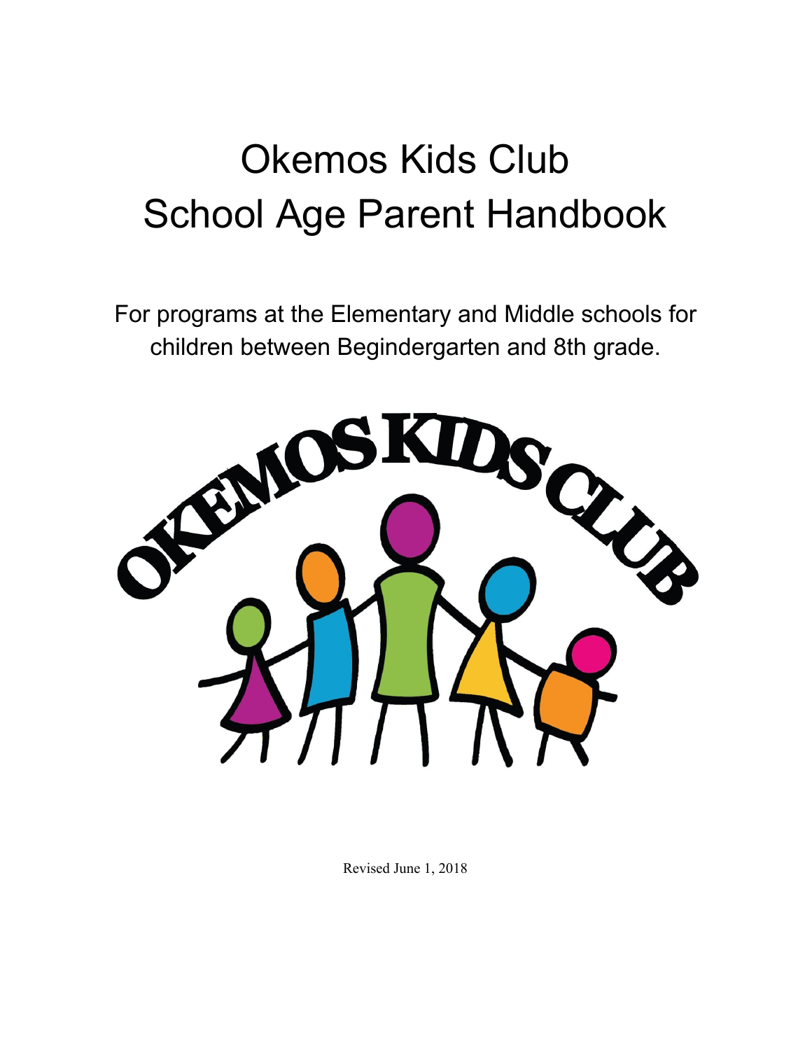# Okemos Kids Club
# School Age Parent Handbook

For programs at the Elementary and Middle schools for children between Begindergarten and 8th grade.

Revised June 1, 2018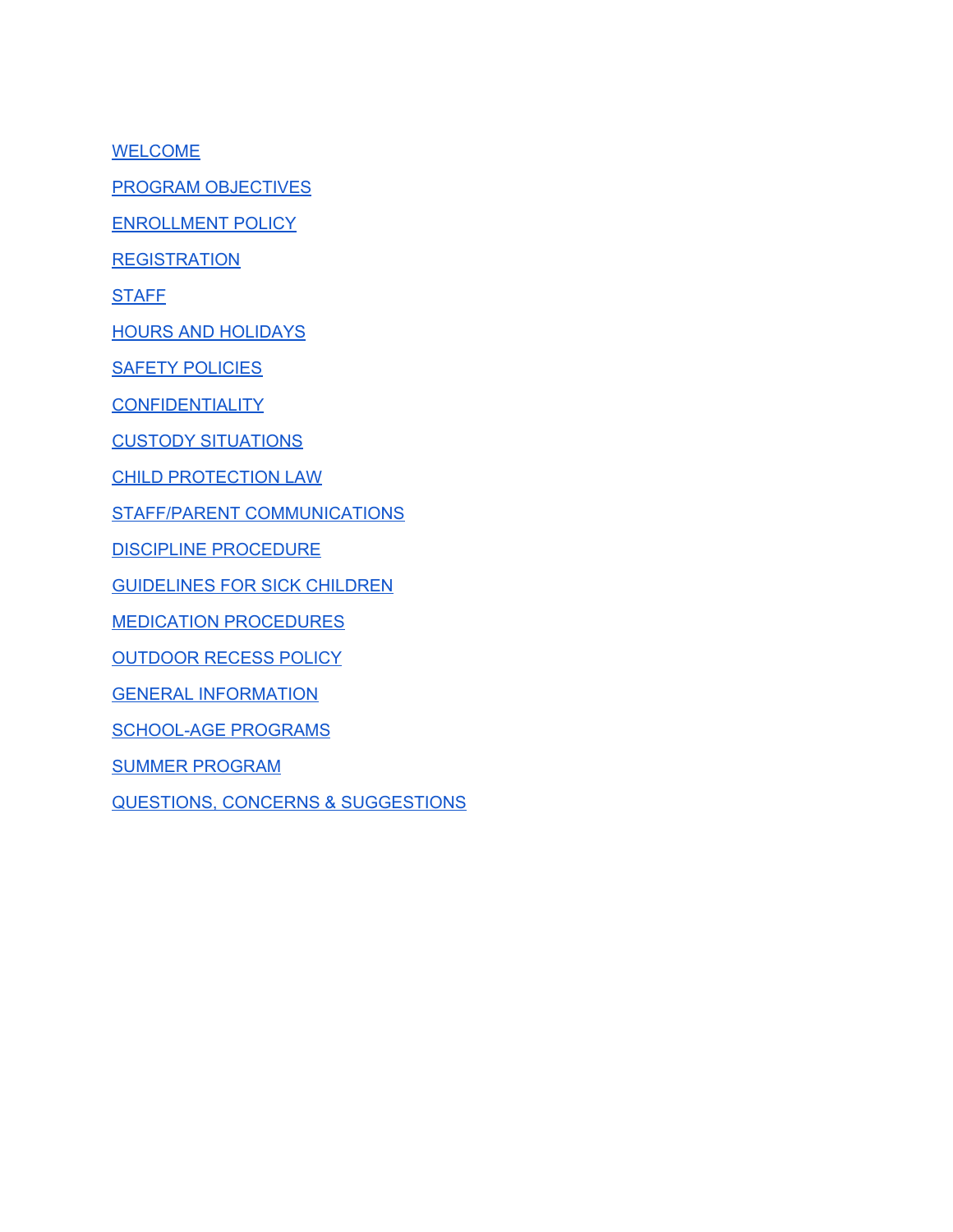WELCOME

PROGRAM OBJECTIVES

ENROLLMENT POLICY

REGISTRATION

STAFF

HOURS AND HOLIDAYS

SAFETY POLICIES

CONFIDENTIALITY

CUSTODY SITUATIONS

CHILD PROTECTION LAW

STAFF/PARENT COMMUNICATIONS

DISCIPLINE PROCEDURE

GUIDELINES FOR SICK CHILDREN

MEDICATION PROCEDURES

OUTDOOR RECESS POLICY

GENERAL INFORMATION

SCHOOL-AGE PROGRAMS

SUMMER PROGRAM

QUESTIONS, CONCERNS & SUGGESTIONS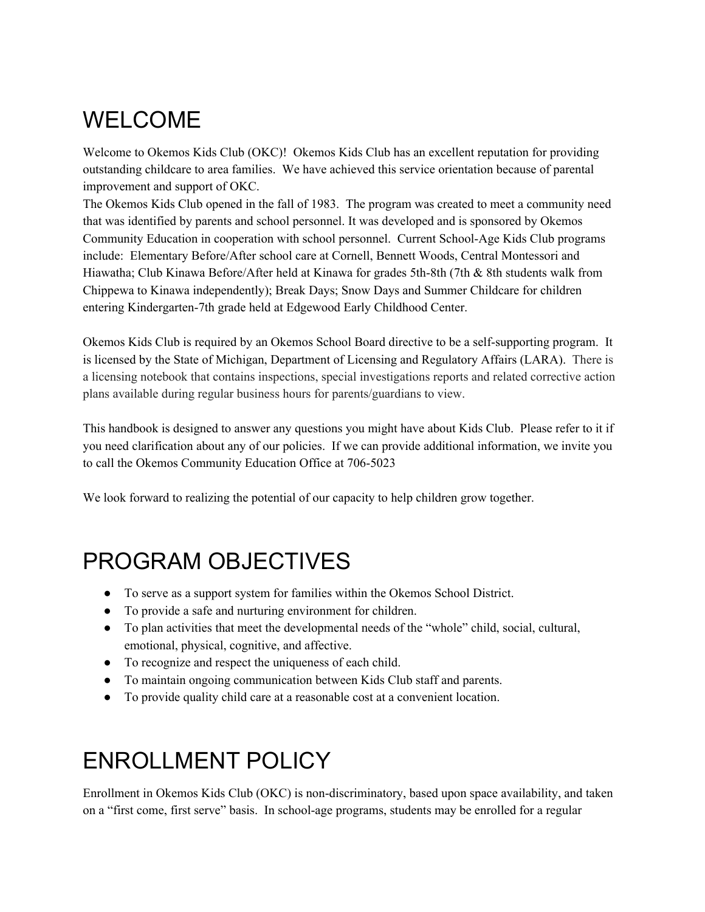# WELCOME

Welcome to Okemos Kids Club (OKC)! Okemos Kids Club has an excellent reputation for providing outstanding childcare to area families. We have achieved this service orientation because of parental improvement and support of OKC.
The Okemos Kids Club opened in the fall of 1983. The program was created to meet a community need that was identified by parents and school personnel. It was developed and is sponsored by Okemos Community Education in cooperation with school personnel. Current School-Age Kids Club programs include: Elementary Before/After school care at Cornell, Bennett Woods, Central Montessori and Hiawatha; Club Kinawa Before/After held at Kinawa for grades 5th-8th (7th & 8th students walk from Chippewa to Kinawa independently); Break Days; Snow Days and Summer Childcare for children entering Kindergarten-7th grade held at Edgewood Early Childhood Center.

Okemos Kids Club is required by an Okemos School Board directive to be a self-supporting program. It is licensed by the State of Michigan, Department of Licensing and Regulatory Affairs (LARA). There is a licensing notebook that contains inspections, special investigations reports and related corrective action plans available during regular business hours for parents/guardians to view.

This handbook is designed to answer any questions you might have about Kids Club. Please refer to it if you need clarification about any of our policies. If we can provide additional information, we invite you to call the Okemos Community Education Office at 706-5023

We look forward to realizing the potential of our capacity to help children grow together.

# PROGRAM OBJECTIVES

- To serve as a support system for families within the Okemos School District.
- To provide a safe and nurturing environment for children.
- To plan activities that meet the developmental needs of the "whole" child, social, cultural, emotional, physical, cognitive, and affective.
- To recognize and respect the uniqueness of each child.
- To maintain ongoing communication between Kids Club staff and parents.
- To provide quality child care at a reasonable cost at a convenient location.

# ENROLLMENT POLICY

Enrollment in Okemos Kids Club (OKC) is non-discriminatory, based upon space availability, and taken on a "first come, first serve" basis. In school-age programs, students may be enrolled for a regular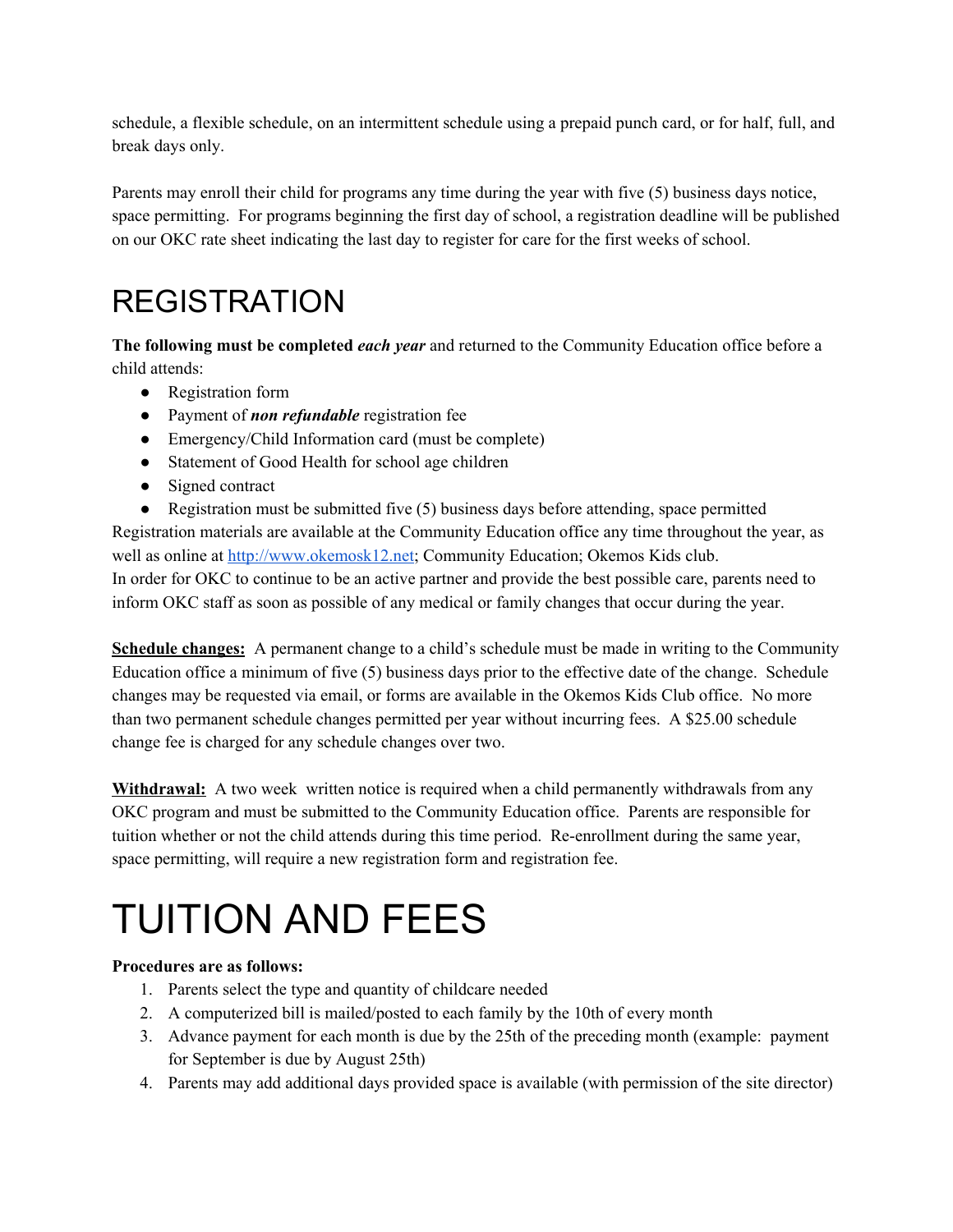schedule, a flexible schedule, on an intermittent schedule using a prepaid punch card, or for half, full, and break days only.

Parents may enroll their child for programs any time during the year with five (5) business days notice, space permitting. For programs beginning the first day of school, a registration deadline will be published on our OKC rate sheet indicating the last day to register for care for the first weeks of school.

# REGISTRATION

**The following must be completed *each year*** and returned to the Community Education office before a child attends:

- Registration form
- Payment of ***non refundable*** registration fee
- Emergency/Child Information card (must be complete)
- Statement of Good Health for school age children
- Signed contract
- Registration must be submitted five (5) business days before attending, space permitted

Registration materials are available at the Community Education office any time throughout the year, as well as online at [http://www.okemosk12.net](http://www.okemosk12.net); Community Education; Okemos Kids club.
In order for OKC to continue to be an active partner and provide the best possible care, parents need to inform OKC staff as soon as possible of any medical or family changes that occur during the year.

**Schedule changes:** A permanent change to a child's schedule must be made in writing to the Community Education office a minimum of five (5) business days prior to the effective date of the change. Schedule changes may be requested via email, or forms are available in the Okemos Kids Club office. No more than two permanent schedule changes permitted per year without incurring fees. A $25.00 schedule change fee is charged for any schedule changes over two.

**Withdrawal:** A two week written notice is required when a child permanently withdrawals from any OKC program and must be submitted to the Community Education office. Parents are responsible for tuition whether or not the child attends during this time period. Re-enrollment during the same year, space permitting, will require a new registration form and registration fee.

# TUITION AND FEES

**Procedures are as follows:**

1. Parents select the type and quantity of childcare needed
2. A computerized bill is mailed/posted to each family by the 10th of every month
3. Advance payment for each month is due by the 25th of the preceding month (example: payment for September is due by August 25th)
4. Parents may add additional days provided space is available (with permission of the site director)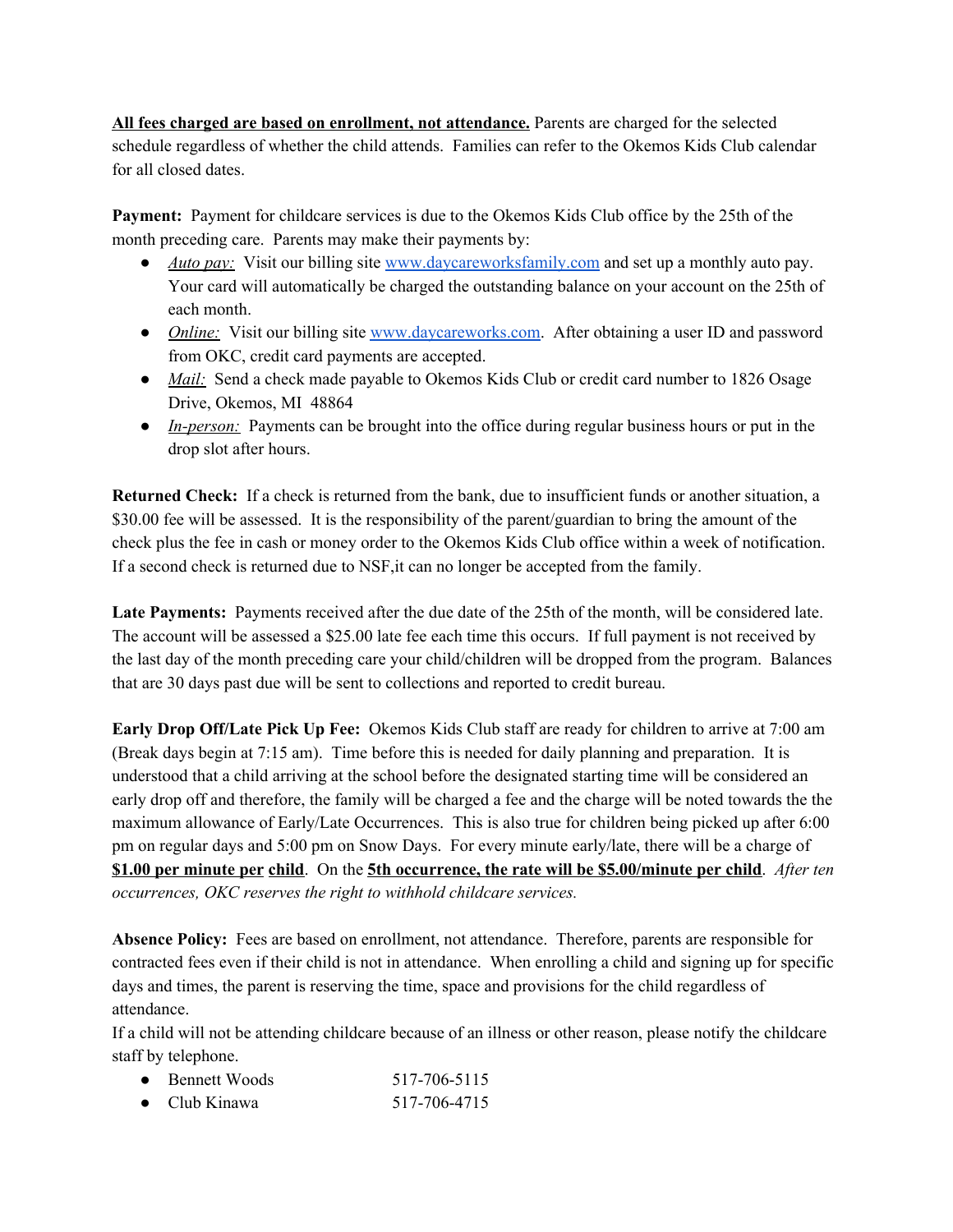**All fees charged are based on enrollment, not attendance.** Parents are charged for the selected schedule regardless of whether the child attends. Families can refer to the Okemos Kids Club calendar for all closed dates.

**Payment:** Payment for childcare services is due to the Okemos Kids Club office by the 25th of the month preceding care. Parents may make their payments by:

- *Auto pay:* Visit our billing site [www.daycareworksfamily.com](http://www.daycareworksfamily.com) and set up a monthly auto pay. Your card will automatically be charged the outstanding balance on your account on the 25th of each month.
- *Online:* Visit our billing site [www.daycareworks.com](http://www.daycareworks.com). After obtaining a user ID and password from OKC, credit card payments are accepted.
- *Mail:* Send a check made payable to Okemos Kids Club or credit card number to 1826 Osage Drive, Okemos, MI 48864
- *In-person:* Payments can be brought into the office during regular business hours or put in the drop slot after hours.

**Returned Check:** If a check is returned from the bank, due to insufficient funds or another situation, a $30.00 fee will be assessed. It is the responsibility of the parent/guardian to bring the amount of the check plus the fee in cash or money order to the Okemos Kids Club office within a week of notification. If a second check is returned due to NSF,it can no longer be accepted from the family.

**Late Payments:** Payments received after the due date of the 25th of the month, will be considered late. The account will be assessed a $25.00 late fee each time this occurs. If full payment is not received by the last day of the month preceding care your child/children will be dropped from the program. Balances that are 30 days past due will be sent to collections and reported to credit bureau.

**Early Drop Off/Late Pick Up Fee:** Okemos Kids Club staff are ready for children to arrive at 7:00 am (Break days begin at 7:15 am). Time before this is needed for daily planning and preparation. It is understood that a child arriving at the school before the designated starting time will be considered an early drop off and therefore, the family will be charged a fee and the charge will be noted towards the the maximum allowance of Early/Late Occurrences. This is also true for children being picked up after 6:00 pm on regular days and 5:00 pm on Snow Days. For every minute early/late, there will be a charge of **$1.00 per minute per child**. On the **5th occurrence, the rate will be $5.00/minute per child**. *After ten occurrences, OKC reserves the right to withhold childcare services.*

**Absence Policy:** Fees are based on enrollment, not attendance. Therefore, parents are responsible for contracted fees even if their child is not in attendance. When enrolling a child and signing up for specific days and times, the parent is reserving the time, space and provisions for the child regardless of attendance.

If a child will not be attending childcare because of an illness or other reason, please notify the childcare staff by telephone.

- Bennett Woods 517-706-5115
- Club Kinawa 517-706-4715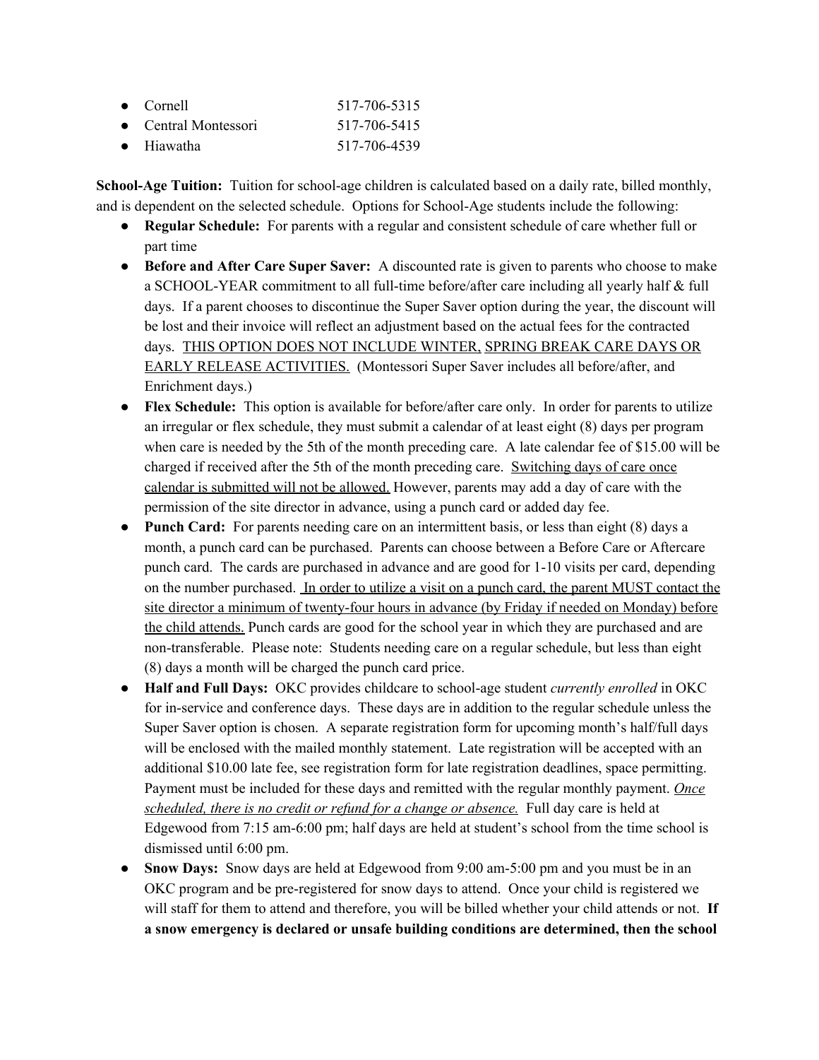- Cornell 517-706-5315
- Central Montessori 517-706-5415
- Hiawatha 517-706-4539

**School-Age Tuition:** Tuition for school-age children is calculated based on a daily rate, billed monthly, and is dependent on the selected schedule. Options for School-Age students include the following:

- **Regular Schedule:** For parents with a regular and consistent schedule of care whether full or part time
- **Before and After Care Super Saver:** A discounted rate is given to parents who choose to make a SCHOOL-YEAR commitment to all full-time before/after care including all yearly half & full days. If a parent chooses to discontinue the Super Saver option during the year, the discount will be lost and their invoice will reflect an adjustment based on the actual fees for the contracted days. <u>THIS OPTION DOES NOT INCLUDE WINTER, SPRING BREAK CARE DAYS OR EARLY RELEASE ACTIVITIES.</u> (Montessori Super Saver includes all before/after, and Enrichment days.)
- **Flex Schedule:** This option is available for before/after care only. In order for parents to utilize an irregular or flex schedule, they must submit a calendar of at least eight (8) days per program when care is needed by the 5th of the month preceding care. A late calendar fee of $15.00 will be charged if received after the 5th of the month preceding care. <u>Switching days of care once calendar is submitted will not be allowed.</u> However, parents may add a day of care with the permission of the site director in advance, using a punch card or added day fee.
- **Punch Card:** For parents needing care on an intermittent basis, or less than eight (8) days a month, a punch card can be purchased. Parents can choose between a Before Care or Aftercare punch card. The cards are purchased in advance and are good for 1-10 visits per card, depending on the number purchased. <u>In order to utilize a visit on a punch card, the parent MUST contact the site director a minimum of twenty-four hours in advance (by Friday if needed on Monday) before the child attends.</u> Punch cards are good for the school year in which they are purchased and are non-transferable. Please note: Students needing care on a regular schedule, but less than eight (8) days a month will be charged the punch card price.
- **Half and Full Days:** OKC provides childcare to school-age student *currently enrolled* in OKC for in-service and conference days. These days are in addition to the regular schedule unless the Super Saver option is chosen. A separate registration form for upcoming month's half/full days will be enclosed with the mailed monthly statement. Late registration will be accepted with an additional $10.00 late fee, see registration form for late registration deadlines, space permitting. Payment must be included for these days and remitted with the regular monthly payment. <u>*Once scheduled, there is no credit or refund for a change or absence.*</u> Full day care is held at Edgewood from 7:15 am-6:00 pm; half days are held at student's school from the time school is dismissed until 6:00 pm.
- **Snow Days:** Snow days are held at Edgewood from 9:00 am-5:00 pm and you must be in an OKC program and be pre-registered for snow days to attend. Once your child is registered we will staff for them to attend and therefore, you will be billed whether your child attends or not. **If a snow emergency is declared or unsafe building conditions are determined, then the school**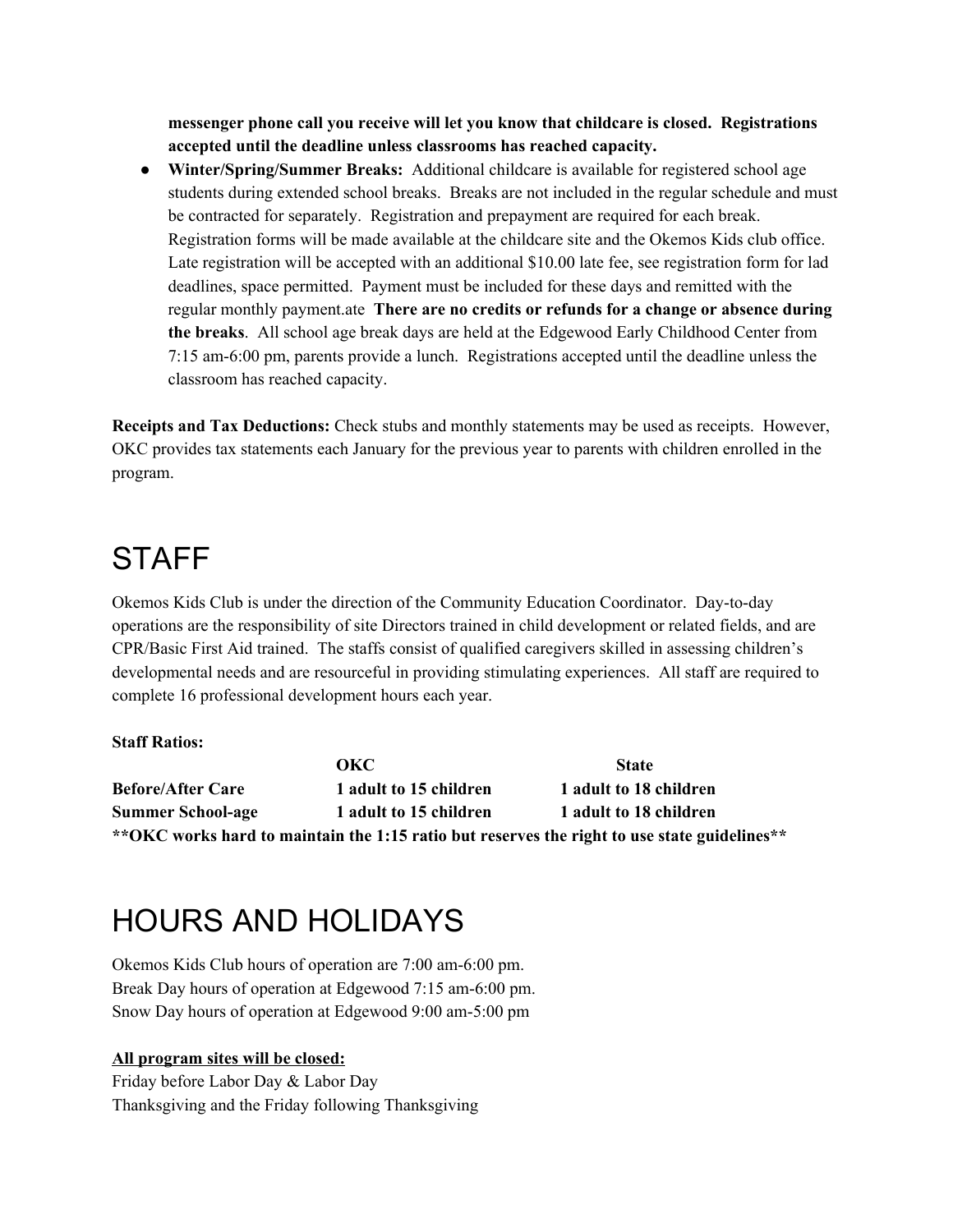**messenger phone call you receive will let you know that childcare is closed. Registrations accepted until the deadline unless classrooms has reached capacity.**

- **Winter/Spring/Summer Breaks:** Additional childcare is available for registered school age students during extended school breaks. Breaks are not included in the regular schedule and must be contracted for separately. Registration and prepayment are required for each break. Registration forms will be made available at the childcare site and the Okemos Kids club office. Late registration will be accepted with an additional $10.00 late fee, see registration form for lad deadlines, space permitted. Payment must be included for these days and remitted with the regular monthly payment.ate **There are no credits or refunds for a change or absence during the breaks**. All school age break days are held at the Edgewood Early Childhood Center from 7:15 am-6:00 pm, parents provide a lunch. Registrations accepted until the deadline unless the classroom has reached capacity.

**Receipts and Tax Deductions:** Check stubs and monthly statements may be used as receipts. However, OKC provides tax statements each January for the previous year to parents with children enrolled in the program.

# STAFF

Okemos Kids Club is under the direction of the Community Education Coordinator. Day-to-day operations are the responsibility of site Directors trained in child development or related fields, and are CPR/Basic First Aid trained. The staffs consist of qualified caregivers skilled in assessing children's developmental needs and are resourceful in providing stimulating experiences. All staff are required to complete 16 professional development hours each year.

**Staff Ratios:**

| | **OKC** | **State** |
|---|---|---|
| **Before/After Care** | **1 adult to 15 children** | **1 adult to 18 children** |
| **Summer School-age** | **1 adult to 15 children** | **1 adult to 18 children** |

**\*\*OKC works hard to maintain the 1:15 ratio but reserves the right to use state guidelines\*\***

# HOURS AND HOLIDAYS

Okemos Kids Club hours of operation are 7:00 am-6:00 pm.
Break Day hours of operation at Edgewood 7:15 am-6:00 pm.
Snow Day hours of operation at Edgewood 9:00 am-5:00 pm

**All program sites will be closed:**
Friday before Labor Day & Labor Day
Thanksgiving and the Friday following Thanksgiving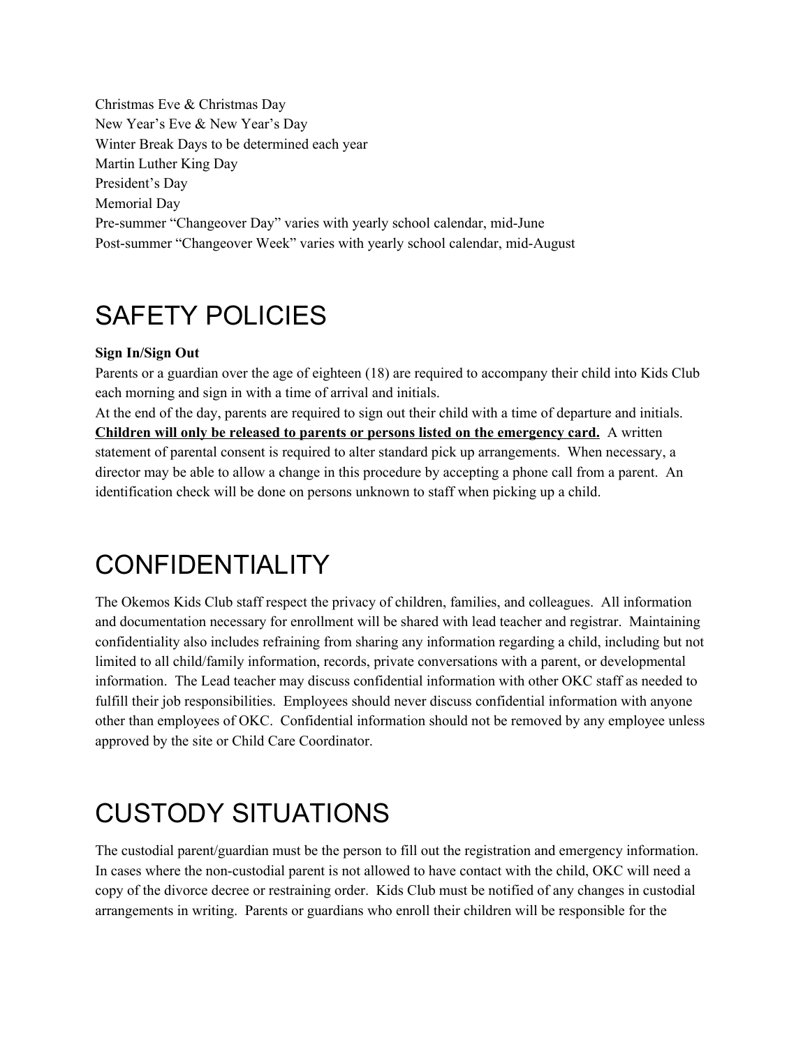Christmas Eve & Christmas Day
New Year's Eve & New Year's Day
Winter Break Days to be determined each year
Martin Luther King Day
President's Day
Memorial Day
Pre-summer "Changeover Day" varies with yearly school calendar, mid-June
Post-summer "Changeover Week" varies with yearly school calendar, mid-August

# SAFETY POLICIES

**Sign In/Sign Out**

Parents or a guardian over the age of eighteen (18) are required to accompany their child into Kids Club each morning and sign in with a time of arrival and initials.
At the end of the day, parents are required to sign out their child with a time of departure and initials. **Children will only be released to parents or persons listed on the emergency card.** A written statement of parental consent is required to alter standard pick up arrangements. When necessary, a director may be able to allow a change in this procedure by accepting a phone call from a parent. An identification check will be done on persons unknown to staff when picking up a child.

# CONFIDENTIALITY

The Okemos Kids Club staff respect the privacy of children, families, and colleagues. All information and documentation necessary for enrollment will be shared with lead teacher and registrar. Maintaining confidentiality also includes refraining from sharing any information regarding a child, including but not limited to all child/family information, records, private conversations with a parent, or developmental information. The Lead teacher may discuss confidential information with other OKC staff as needed to fulfill their job responsibilities. Employees should never discuss confidential information with anyone other than employees of OKC. Confidential information should not be removed by any employee unless approved by the site or Child Care Coordinator.

# CUSTODY SITUATIONS

The custodial parent/guardian must be the person to fill out the registration and emergency information. In cases where the non-custodial parent is not allowed to have contact with the child, OKC will need a copy of the divorce decree or restraining order. Kids Club must be notified of any changes in custodial arrangements in writing. Parents or guardians who enroll their children will be responsible for the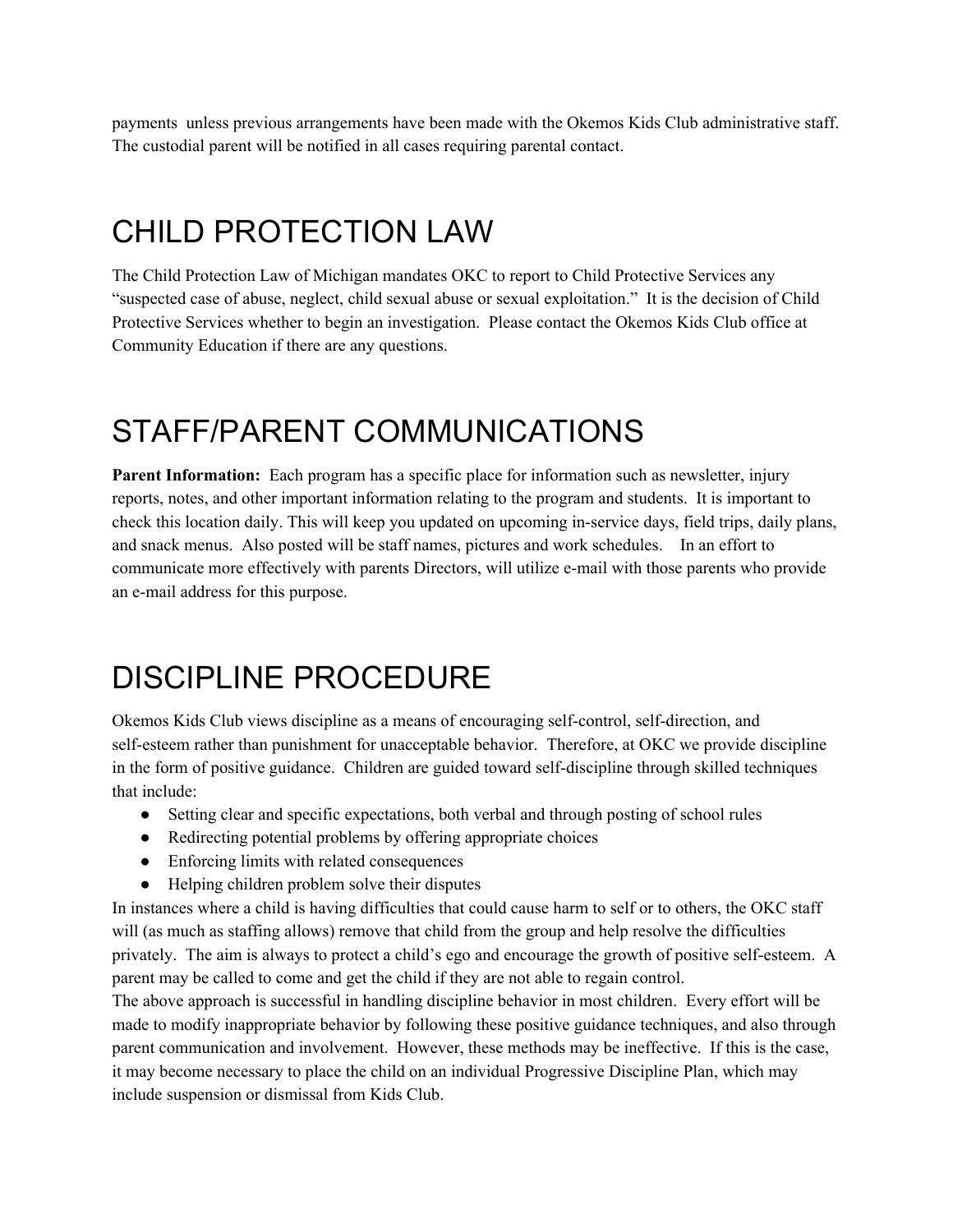payments unless previous arrangements have been made with the Okemos Kids Club administrative staff. The custodial parent will be notified in all cases requiring parental contact.

# CHILD PROTECTION LAW

The Child Protection Law of Michigan mandates OKC to report to Child Protective Services any "suspected case of abuse, neglect, child sexual abuse or sexual exploitation." It is the decision of Child Protective Services whether to begin an investigation. Please contact the Okemos Kids Club office at Community Education if there are any questions.

# STAFF/PARENT COMMUNICATIONS

**Parent Information:** Each program has a specific place for information such as newsletter, injury reports, notes, and other important information relating to the program and students. It is important to check this location daily. This will keep you updated on upcoming in-service days, field trips, daily plans, and snack menus. Also posted will be staff names, pictures and work schedules. In an effort to communicate more effectively with parents Directors, will utilize e-mail with those parents who provide an e-mail address for this purpose.

# DISCIPLINE PROCEDURE

Okemos Kids Club views discipline as a means of encouraging self-control, self-direction, and self-esteem rather than punishment for unacceptable behavior. Therefore, at OKC we provide discipline in the form of positive guidance. Children are guided toward self-discipline through skilled techniques that include:

- Setting clear and specific expectations, both verbal and through posting of school rules
- Redirecting potential problems by offering appropriate choices
- Enforcing limits with related consequences
- Helping children problem solve their disputes

In instances where a child is having difficulties that could cause harm to self or to others, the OKC staff will (as much as staffing allows) remove that child from the group and help resolve the difficulties privately. The aim is always to protect a child's ego and encourage the growth of positive self-esteem. A parent may be called to come and get the child if they are not able to regain control.

The above approach is successful in handling discipline behavior in most children. Every effort will be made to modify inappropriate behavior by following these positive guidance techniques, and also through parent communication and involvement. However, these methods may be ineffective. If this is the case, it may become necessary to place the child on an individual Progressive Discipline Plan, which may include suspension or dismissal from Kids Club.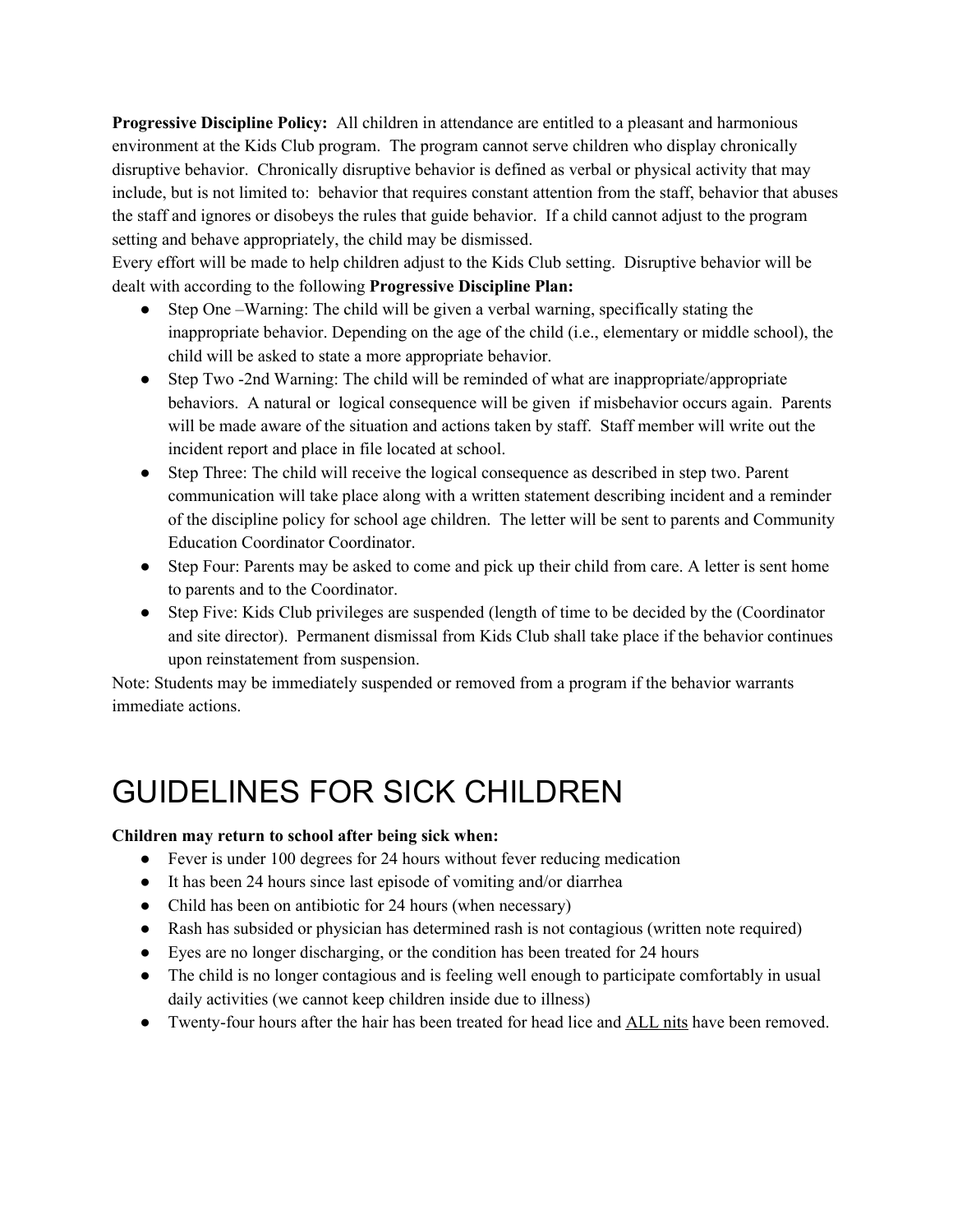**Progressive Discipline Policy:** All children in attendance are entitled to a pleasant and harmonious environment at the Kids Club program. The program cannot serve children who display chronically disruptive behavior. Chronically disruptive behavior is defined as verbal or physical activity that may include, but is not limited to: behavior that requires constant attention from the staff, behavior that abuses the staff and ignores or disobeys the rules that guide behavior. If a child cannot adjust to the program setting and behave appropriately, the child may be dismissed.

Every effort will be made to help children adjust to the Kids Club setting. Disruptive behavior will be dealt with according to the following **Progressive Discipline Plan:**

- Step One –Warning: The child will be given a verbal warning, specifically stating the inappropriate behavior. Depending on the age of the child (i.e., elementary or middle school), the child will be asked to state a more appropriate behavior.
- Step Two -2nd Warning: The child will be reminded of what are inappropriate/appropriate behaviors. A natural or logical consequence will be given if misbehavior occurs again. Parents will be made aware of the situation and actions taken by staff. Staff member will write out the incident report and place in file located at school.
- Step Three: The child will receive the logical consequence as described in step two. Parent communication will take place along with a written statement describing incident and a reminder of the discipline policy for school age children. The letter will be sent to parents and Community Education Coordinator Coordinator.
- Step Four: Parents may be asked to come and pick up their child from care. A letter is sent home to parents and to the Coordinator.
- Step Five: Kids Club privileges are suspended (length of time to be decided by the (Coordinator and site director). Permanent dismissal from Kids Club shall take place if the behavior continues upon reinstatement from suspension.

Note: Students may be immediately suspended or removed from a program if the behavior warrants immediate actions.

# GUIDELINES FOR SICK CHILDREN

**Children may return to school after being sick when:**

- Fever is under 100 degrees for 24 hours without fever reducing medication
- It has been 24 hours since last episode of vomiting and/or diarrhea
- Child has been on antibiotic for 24 hours (when necessary)
- Rash has subsided or physician has determined rash is not contagious (written note required)
- Eyes are no longer discharging, or the condition has been treated for 24 hours
- The child is no longer contagious and is feeling well enough to participate comfortably in usual daily activities (we cannot keep children inside due to illness)
- Twenty-four hours after the hair has been treated for head lice and ALL nits have been removed.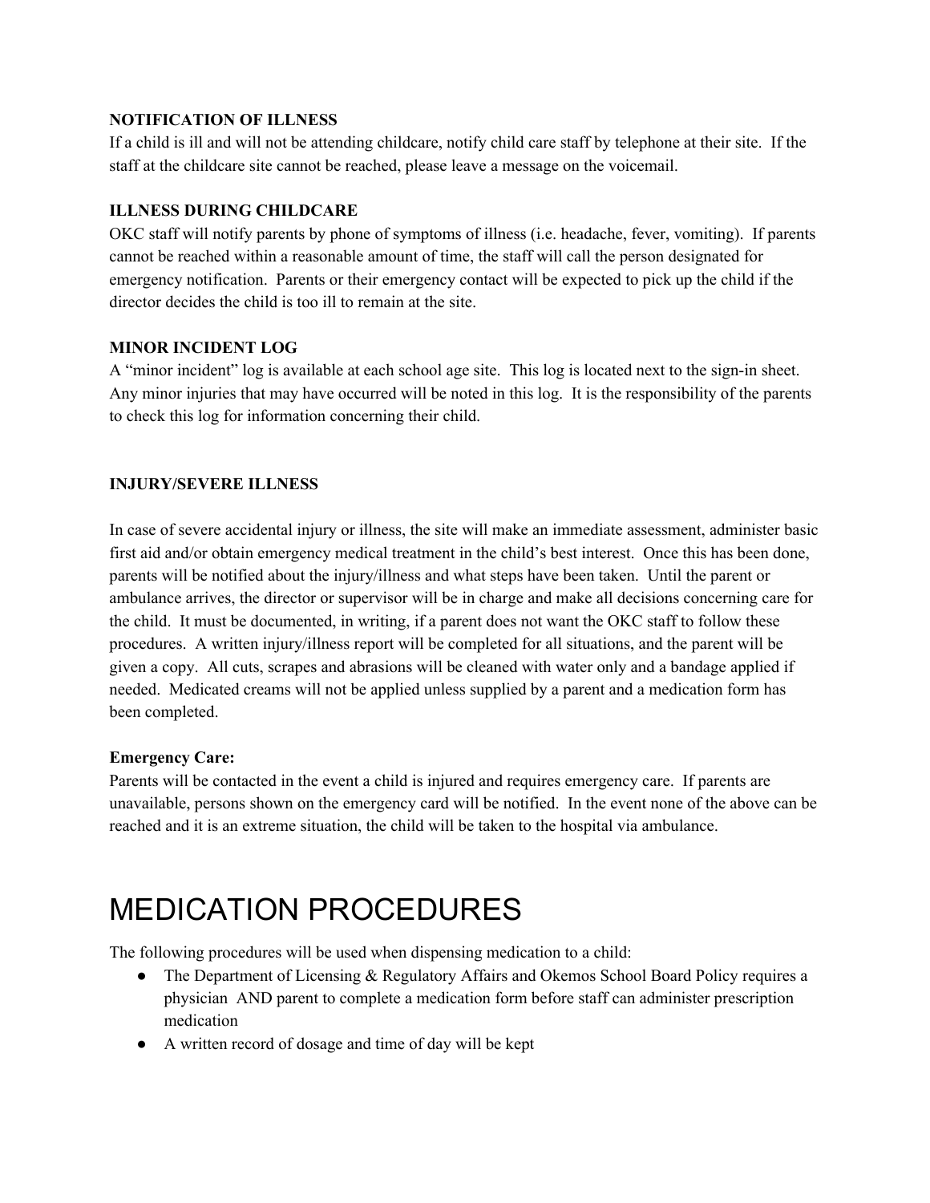**NOTIFICATION OF ILLNESS**

If a child is ill and will not be attending childcare, notify child care staff by telephone at their site. If the staff at the childcare site cannot be reached, please leave a message on the voicemail.

**ILLNESS DURING CHILDCARE**

OKC staff will notify parents by phone of symptoms of illness (i.e. headache, fever, vomiting). If parents cannot be reached within a reasonable amount of time, the staff will call the person designated for emergency notification. Parents or their emergency contact will be expected to pick up the child if the director decides the child is too ill to remain at the site.

**MINOR INCIDENT LOG**

A "minor incident" log is available at each school age site. This log is located next to the sign-in sheet. Any minor injuries that may have occurred will be noted in this log. It is the responsibility of the parents to check this log for information concerning their child.

**INJURY/SEVERE ILLNESS**

In case of severe accidental injury or illness, the site will make an immediate assessment, administer basic first aid and/or obtain emergency medical treatment in the child's best interest. Once this has been done, parents will be notified about the injury/illness and what steps have been taken. Until the parent or ambulance arrives, the director or supervisor will be in charge and make all decisions concerning care for the child. It must be documented, in writing, if a parent does not want the OKC staff to follow these procedures. A written injury/illness report will be completed for all situations, and the parent will be given a copy. All cuts, scrapes and abrasions will be cleaned with water only and a bandage applied if needed. Medicated creams will not be applied unless supplied by a parent and a medication form has been completed.

**Emergency Care:**

Parents will be contacted in the event a child is injured and requires emergency care. If parents are unavailable, persons shown on the emergency card will be notified. In the event none of the above can be reached and it is an extreme situation, the child will be taken to the hospital via ambulance.

# MEDICATION PROCEDURES

The following procedures will be used when dispensing medication to a child:

- The Department of Licensing & Regulatory Affairs and Okemos School Board Policy requires a physician AND parent to complete a medication form before staff can administer prescription medication
- A written record of dosage and time of day will be kept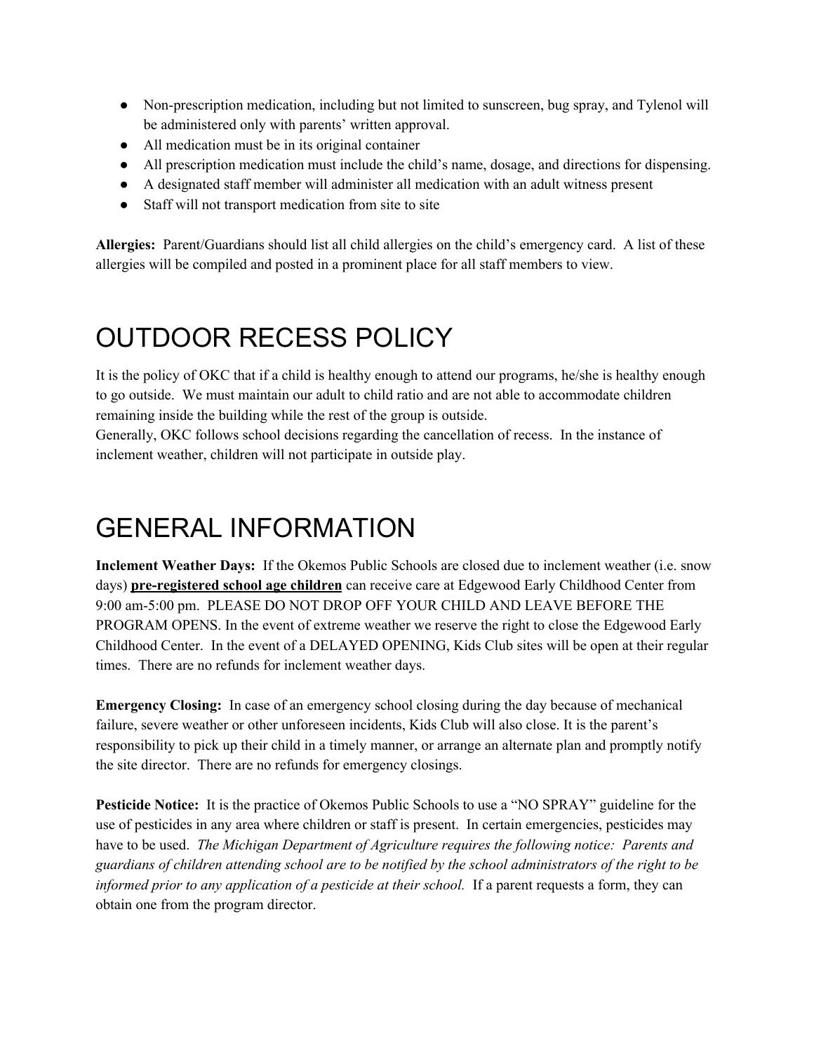- Non-prescription medication, including but not limited to sunscreen, bug spray, and Tylenol will be administered only with parents' written approval.
- All medication must be in its original container
- All prescription medication must include the child's name, dosage, and directions for dispensing.
- A designated staff member will administer all medication with an adult witness present
- Staff will not transport medication from site to site

**Allergies:** Parent/Guardians should list all child allergies on the child's emergency card. A list of these allergies will be compiled and posted in a prominent place for all staff members to view.

# OUTDOOR RECESS POLICY

It is the policy of OKC that if a child is healthy enough to attend our programs, he/she is healthy enough to go outside. We must maintain our adult to child ratio and are not able to accommodate children remaining inside the building while the rest of the group is outside.
Generally, OKC follows school decisions regarding the cancellation of recess. In the instance of inclement weather, children will not participate in outside play.

# GENERAL INFORMATION

**Inclement Weather Days:** If the Okemos Public Schools are closed due to inclement weather (i.e. snow days) **<u>pre-registered school age children</u>** can receive care at Edgewood Early Childhood Center from 9:00 am-5:00 pm. PLEASE DO NOT DROP OFF YOUR CHILD AND LEAVE BEFORE THE PROGRAM OPENS. In the event of extreme weather we reserve the right to close the Edgewood Early Childhood Center. In the event of a DELAYED OPENING, Kids Club sites will be open at their regular times. There are no refunds for inclement weather days.

**Emergency Closing:** In case of an emergency school closing during the day because of mechanical failure, severe weather or other unforeseen incidents, Kids Club will also close. It is the parent's responsibility to pick up their child in a timely manner, or arrange an alternate plan and promptly notify the site director. There are no refunds for emergency closings.

**Pesticide Notice:** It is the practice of Okemos Public Schools to use a "NO SPRAY" guideline for the use of pesticides in any area where children or staff is present. In certain emergencies, pesticides may have to be used. *The Michigan Department of Agriculture requires the following notice: Parents and guardians of children attending school are to be notified by the school administrators of the right to be informed prior to any application of a pesticide at their school.* If a parent requests a form, they can obtain one from the program director.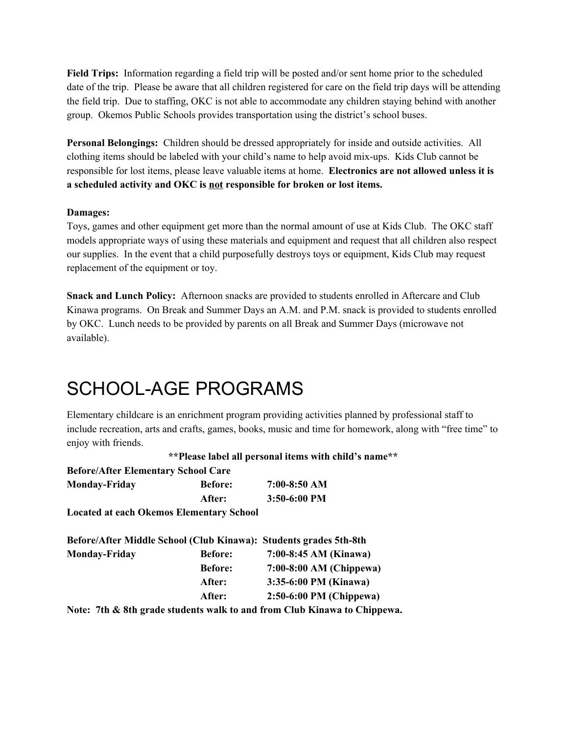**Field Trips:** Information regarding a field trip will be posted and/or sent home prior to the scheduled date of the trip. Please be aware that all children registered for care on the field trip days will be attending the field trip. Due to staffing, OKC is not able to accommodate any children staying behind with another group. Okemos Public Schools provides transportation using the district's school buses.

**Personal Belongings:** Children should be dressed appropriately for inside and outside activities. All clothing items should be labeled with your child's name to help avoid mix-ups. Kids Club cannot be responsible for lost items, please leave valuable items at home. **Electronics are not allowed unless it is a scheduled activity and OKC is <u>not</u> responsible for broken or lost items.**

**Damages:**

Toys, games and other equipment get more than the normal amount of use at Kids Club. The OKC staff models appropriate ways of using these materials and equipment and request that all children also respect our supplies. In the event that a child purposefully destroys toys or equipment, Kids Club may request replacement of the equipment or toy.

**Snack and Lunch Policy:** Afternoon snacks are provided to students enrolled in Aftercare and Club Kinawa programs. On Break and Summer Days an A.M. and P.M. snack is provided to students enrolled by OKC. Lunch needs to be provided by parents on all Break and Summer Days (microwave not available).

# SCHOOL-AGE PROGRAMS

Elementary childcare is an enrichment program providing activities planned by professional staff to include recreation, arts and crafts, games, books, music and time for homework, along with "free time" to enjoy with friends.

**\*\*Please label all personal items with child's name\*\***

**Before/After Elementary School Care**

| | | |
|---|---|---|
| **Monday-Friday** | **Before:** | **7:00-8:50 AM** |
| | **After:** | **3:50-6:00 PM** |

**Located at each Okemos Elementary School**

**Before/After Middle School (Club Kinawa): Students grades 5th-8th**

| | | |
|---|---|---|
| **Monday-Friday** | **Before:** | **7:00-8:45 AM (Kinawa)** |
| | **Before:** | **7:00-8:00 AM (Chippewa)** |
| | **After:** | **3:35-6:00 PM (Kinawa)** |
| | **After:** | **2:50-6:00 PM (Chippewa)** |

**Note: 7th & 8th grade students walk to and from Club Kinawa to Chippewa.**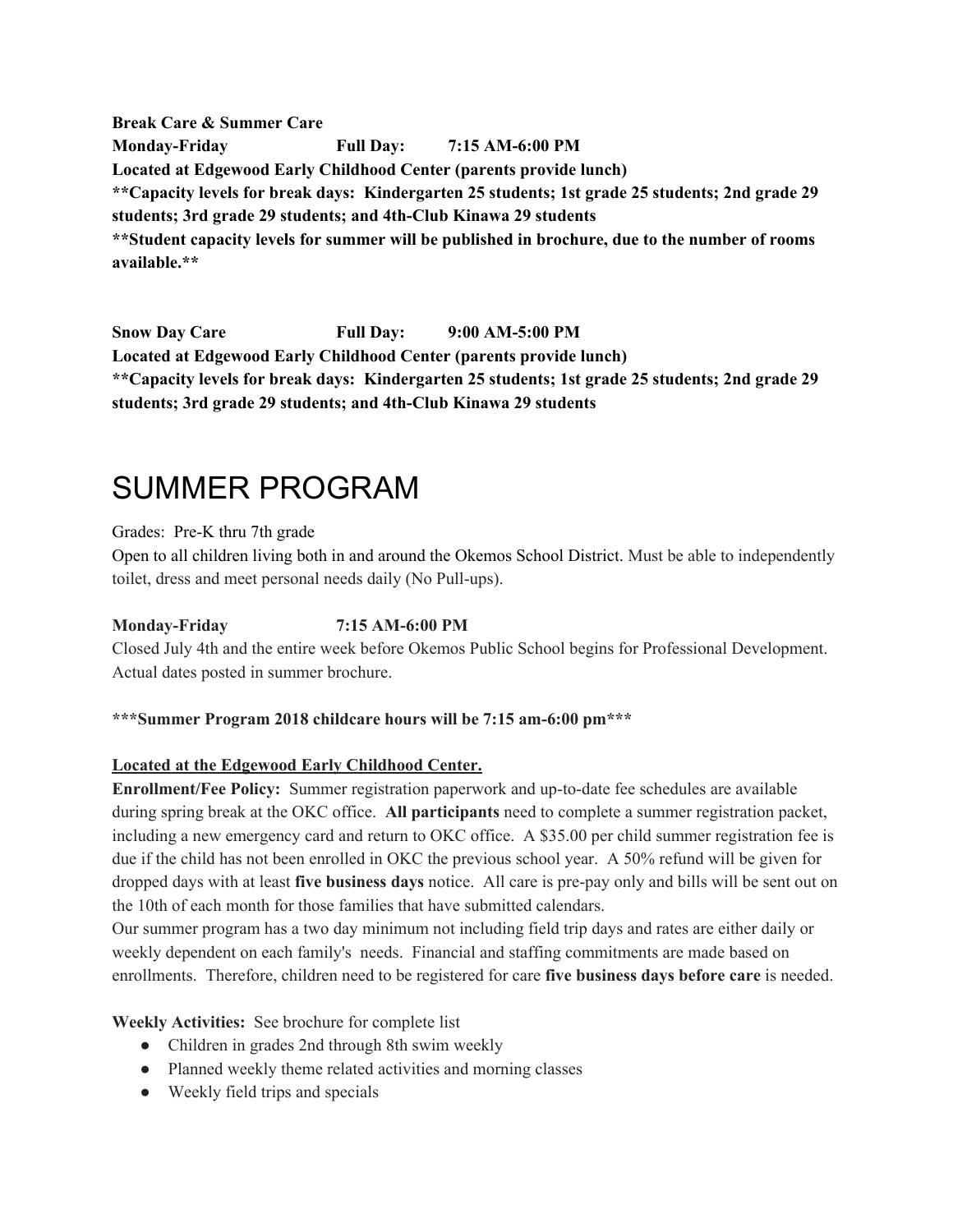**Break Care & Summer Care**
**Monday-Friday Full Day: 7:15 AM-6:00 PM**
**Located at Edgewood Early Childhood Center (parents provide lunch)**
**\*\*Capacity levels for break days: Kindergarten 25 students; 1st grade 25 students; 2nd grade 29 students; 3rd grade 29 students; and 4th-Club Kinawa 29 students**
**\*\*Student capacity levels for summer will be published in brochure, due to the number of rooms available.\*\***

**Snow Day Care Full Day: 9:00 AM-5:00 PM**
**Located at Edgewood Early Childhood Center (parents provide lunch)**
**\*\*Capacity levels for break days: Kindergarten 25 students; 1st grade 25 students; 2nd grade 29 students; 3rd grade 29 students; and 4th-Club Kinawa 29 students**

# SUMMER PROGRAM

Grades: Pre-K thru 7th grade
Open to all children living both in and around the Okemos School District. Must be able to independently toilet, dress and meet personal needs daily (No Pull-ups).

**Monday-Friday 7:15 AM-6:00 PM**
Closed July 4th and the entire week before Okemos Public School begins for Professional Development. Actual dates posted in summer brochure.

**\*\*\*Summer Program 2018 childcare hours will be 7:15 am-6:00 pm\*\*\***

**<u>Located at the Edgewood Early Childhood Center.</u>**
**Enrollment/Fee Policy:** Summer registration paperwork and up-to-date fee schedules are available during spring break at the OKC office. **All participants** need to complete a summer registration packet, including a new emergency card and return to OKC office. A $35.00 per child summer registration fee is due if the child has not been enrolled in OKC the previous school year. A 50% refund will be given for dropped days with at least **five business days** notice. All care is pre-pay only and bills will be sent out on the 10th of each month for those families that have submitted calendars.
Our summer program has a two day minimum not including field trip days and rates are either daily or weekly dependent on each family's needs. Financial and staffing commitments are made based on enrollments. Therefore, children need to be registered for care **five business days before care** is needed.

**Weekly Activities:** See brochure for complete list

- Children in grades 2nd through 8th swim weekly
- Planned weekly theme related activities and morning classes
- Weekly field trips and specials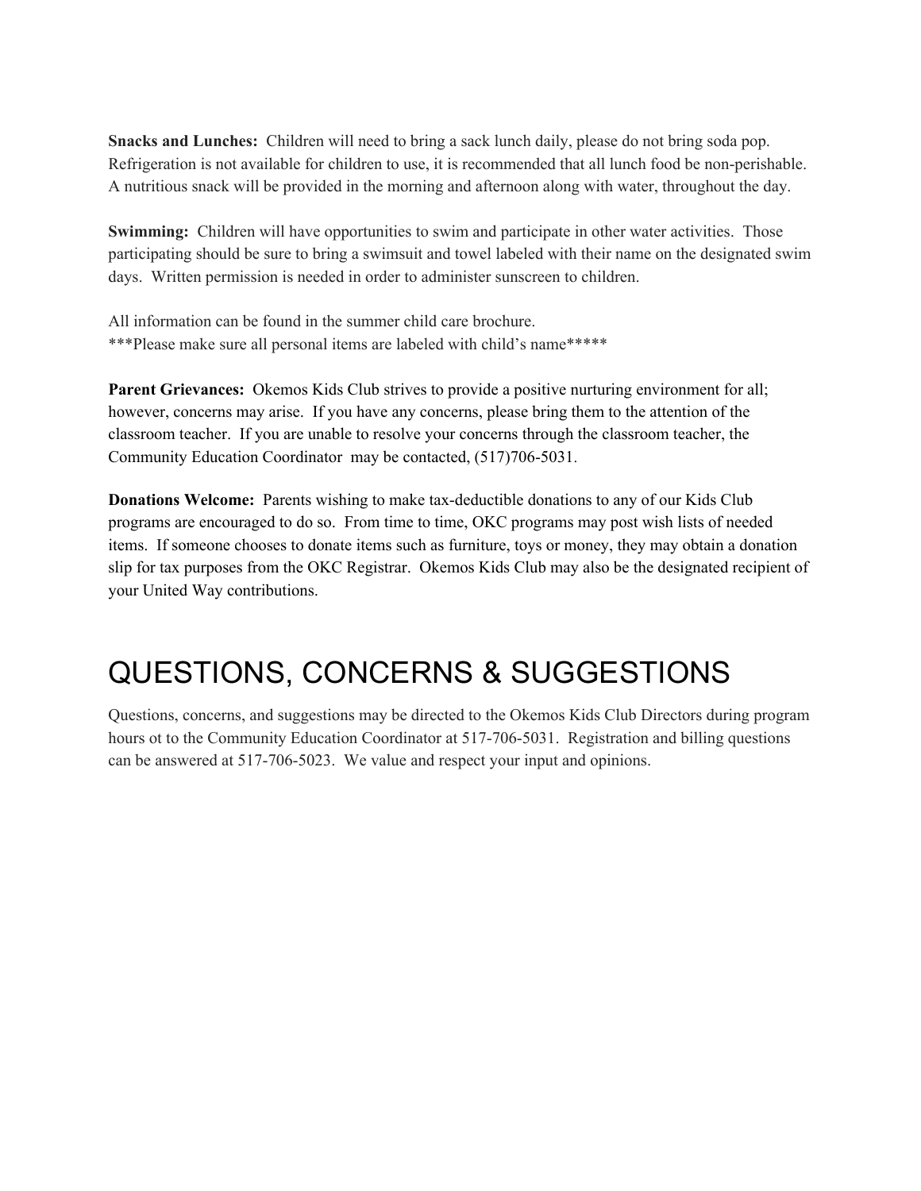**Snacks and Lunches:** Children will need to bring a sack lunch daily, please do not bring soda pop. Refrigeration is not available for children to use, it is recommended that all lunch food be non-perishable. A nutritious snack will be provided in the morning and afternoon along with water, throughout the day.

**Swimming:** Children will have opportunities to swim and participate in other water activities. Those participating should be sure to bring a swimsuit and towel labeled with their name on the designated swim days. Written permission is needed in order to administer sunscreen to children.

All information can be found in the summer child care brochure.
***Please make sure all personal items are labeled with child's name*****

**Parent Grievances:** Okemos Kids Club strives to provide a positive nurturing environment for all; however, concerns may arise. If you have any concerns, please bring them to the attention of the classroom teacher. If you are unable to resolve your concerns through the classroom teacher, the Community Education Coordinator may be contacted, (517)706-5031.

**Donations Welcome:** Parents wishing to make tax-deductible donations to any of our Kids Club programs are encouraged to do so. From time to time, OKC programs may post wish lists of needed items. If someone chooses to donate items such as furniture, toys or money, they may obtain a donation slip for tax purposes from the OKC Registrar. Okemos Kids Club may also be the designated recipient of your United Way contributions.

# QUESTIONS, CONCERNS & SUGGESTIONS

Questions, concerns, and suggestions may be directed to the Okemos Kids Club Directors during program hours ot to the Community Education Coordinator at 517-706-5031. Registration and billing questions can be answered at 517-706-5023. We value and respect your input and opinions.